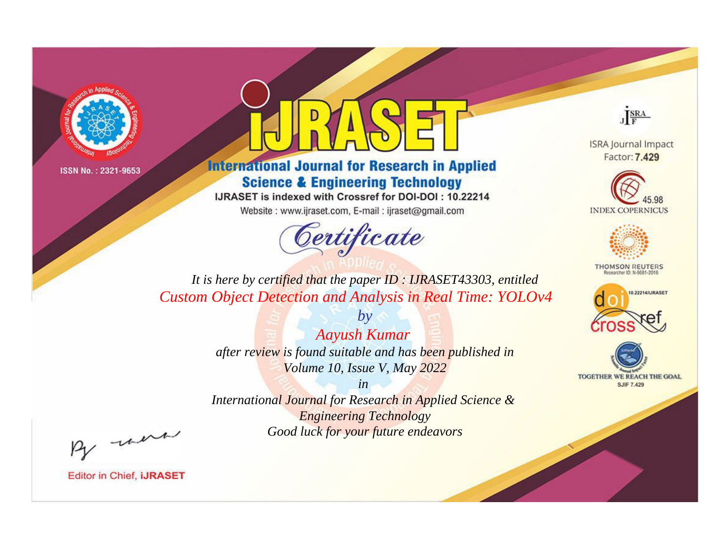ISSN No. : 2321-9653

# IJRASET

## International Journal for Research in Applied Science & Engineering Technology

IJRASET is indexed with Crossref for DOI-DOI : 10.22214

Website : www.ijraset.com, E-mail : ijraset@gmail.com

ISRA Journal Impact Factor: **7.429**

45.98 INDEX COPERNICUS

THOMSON REUTERS Researcher ID: N-9681-2016

10.22214/IJRASET

TOGETHER WE REACH THE GOAL SJIF 7.429

# *Certificate*

*It is here by certified that the paper ID : IJRASET43303, entitled*

*Custom Object Detection and Analysis in Real Time: YOLOv4*

*by*

*Aayush Kumar*

*after review is found suitable and has been published in*

*Volume 10, Issue V, May 2022*

*in*

*International Journal for Research in Applied Science & Engineering Technology*

*Good luck for your future endeavors*

Editor in Chief, **IJRASET**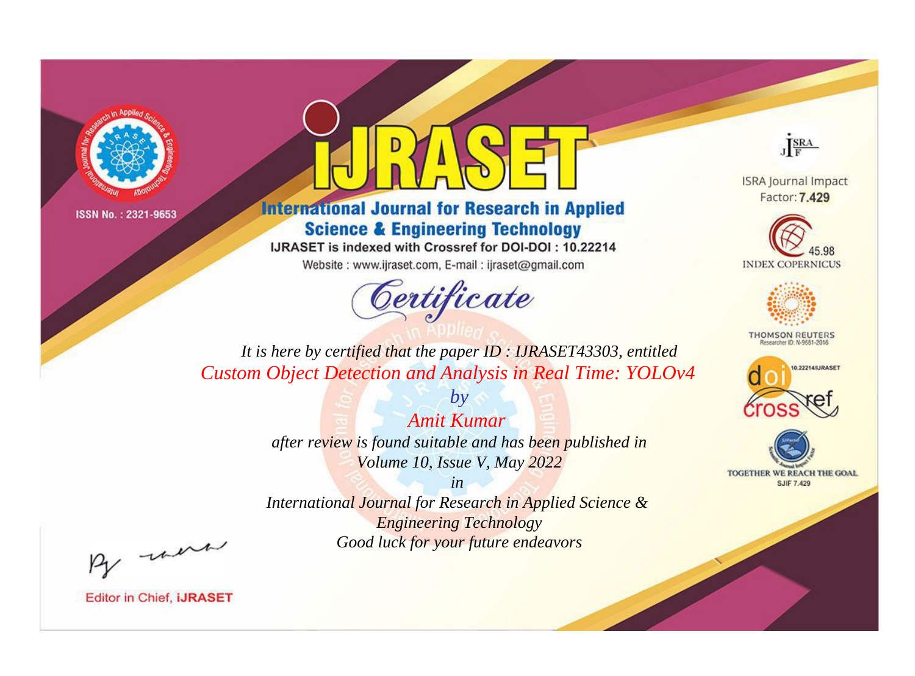ISSN No. : 2321-9653

# iJRASET

## International Journal for Research in Applied Science & Engineering Technology

IJRASET is indexed with Crossref for DOI-DOI : 10.22214

Website : www.ijraset.com, E-mail : ijraset@gmail.com

ISRA Journal Impact Factor: **7.429**

45.98 INDEX COPERNICUS

THOMSON REUTERS Researcher ID: N-9681-2016

10.22214/IJRASET

TOGETHER WE REACH THE GOAL SJIF 7.429

# *Certificate*

*It is here by certified that the paper ID : IJRASET43303, entitled*

*Custom Object Detection and Analysis in Real Time: YOLOv4*

*by*

*Amit Kumar*

*after review is found suitable and has been published in*

*Volume 10, Issue V, May 2022*

*in*

*International Journal for Research in Applied Science & Engineering Technology*

*Good luck for your future endeavors*

Editor in Chief, **iJRASET**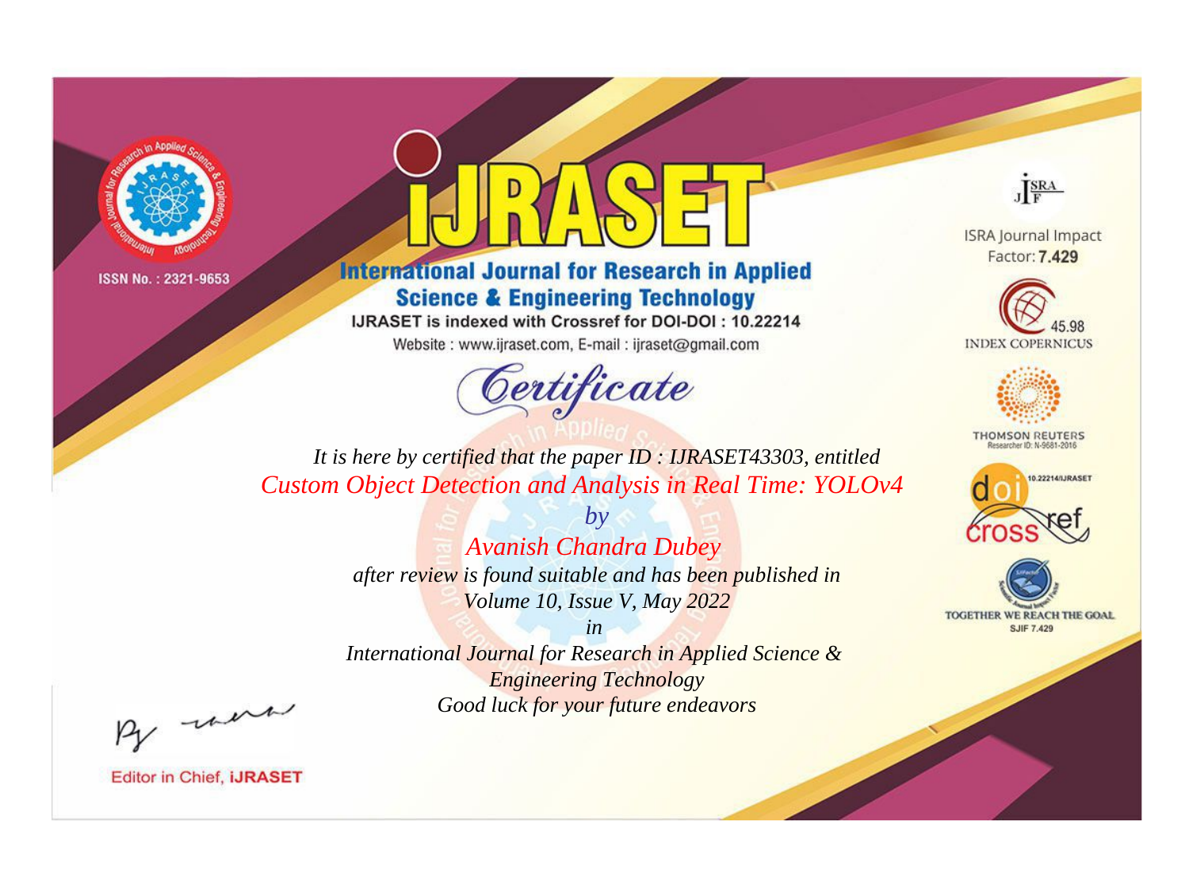ISSN No. : 2321-9653

# iJRASET

## International Journal for Research in Applied Science & Engineering Technology

IJRASET is indexed with Crossref for DOI-DOI : 10.22214

Website : www.ijraset.com, E-mail : ijraset@gmail.com

ISRA Journal Impact Factor: **7.429**

45.98 INDEX COPERNICUS

THOMSON REUTERS Researcher ID: N-9681-2016

10.22214/IJRASET

TOGETHER WE REACH THE GOAL SJIF 7.429

*Certificate*

*It is here by certified that the paper ID : IJRASET43303, entitled*

*Custom Object Detection and Analysis in Real Time: YOLOv4*

*by*

*Avanish Chandra Dubey*

*after review is found suitable and has been published in*

*Volume 10, Issue V, May 2022*

*in*

*International Journal for Research in Applied Science & Engineering Technology*

*Good luck for your future endeavors*

Editor in Chief, **iJRASET**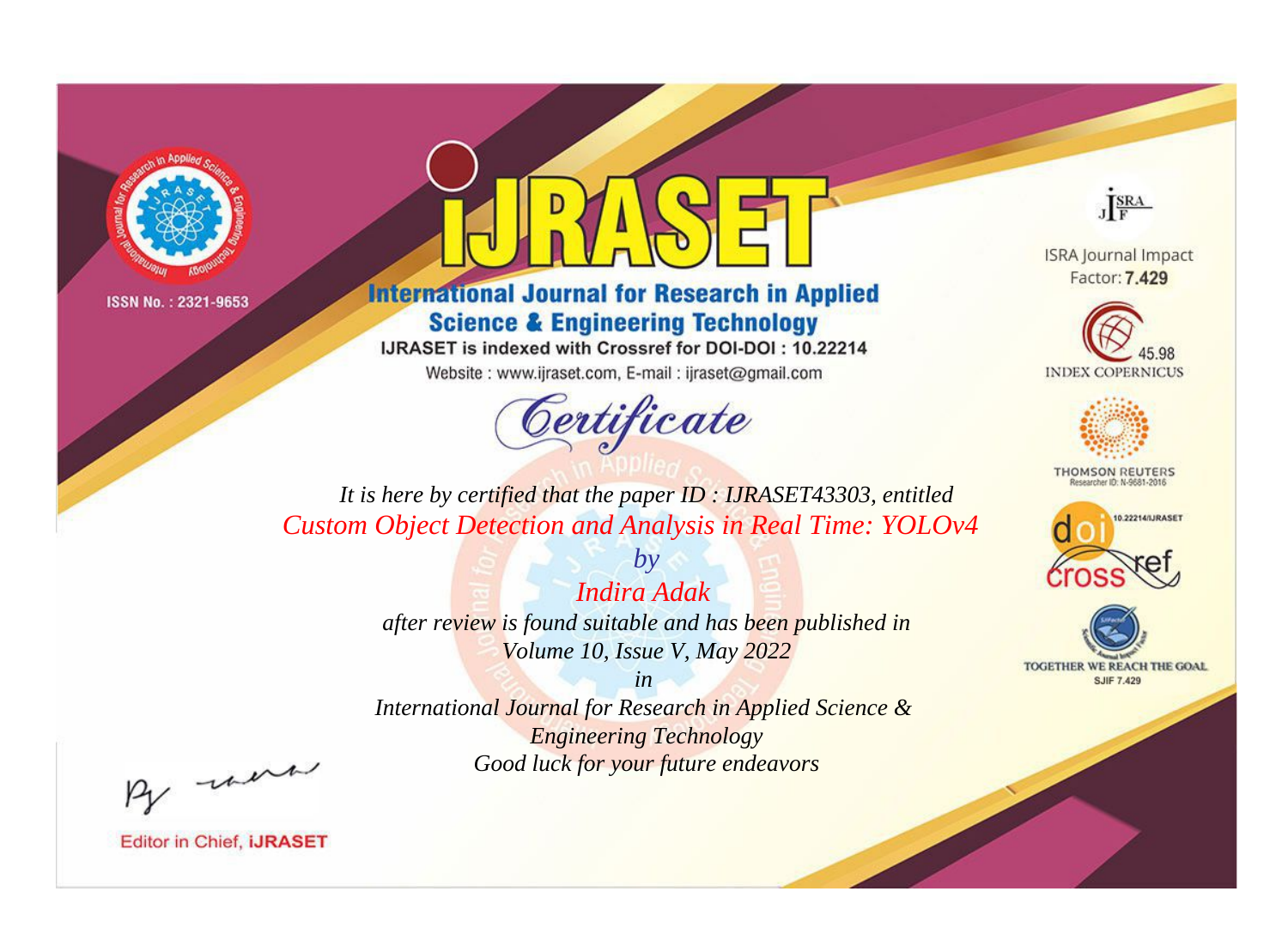ISSN No. : 2321-9653

# IJRASET

## International Journal for Research in Applied Science & Engineering Technology

IJRASET is indexed with Crossref for DOI-DOI : 10.22214

Website : www.ijraset.com, E-mail : ijraset@gmail.com

ISRA Journal Impact Factor: **7.429**

45.98 INDEX COPERNICUS

THOMSON REUTERS Researcher ID: N-9681-2016

10.22214/IJRASET

TOGETHER WE REACH THE GOAL SJIF 7.429

*Certificate*

*It is here by certified that the paper ID : IJRASET43303, entitled*

*Custom Object Detection and Analysis in Real Time: YOLOv4*

*by*

*Indira Adak*

*after review is found suitable and has been published in*

*Volume 10, Issue V, May 2022*

*in*

*International Journal for Research in Applied Science & Engineering Technology*

*Good luck for your future endeavors*

Editor in Chief, **iJRASET**